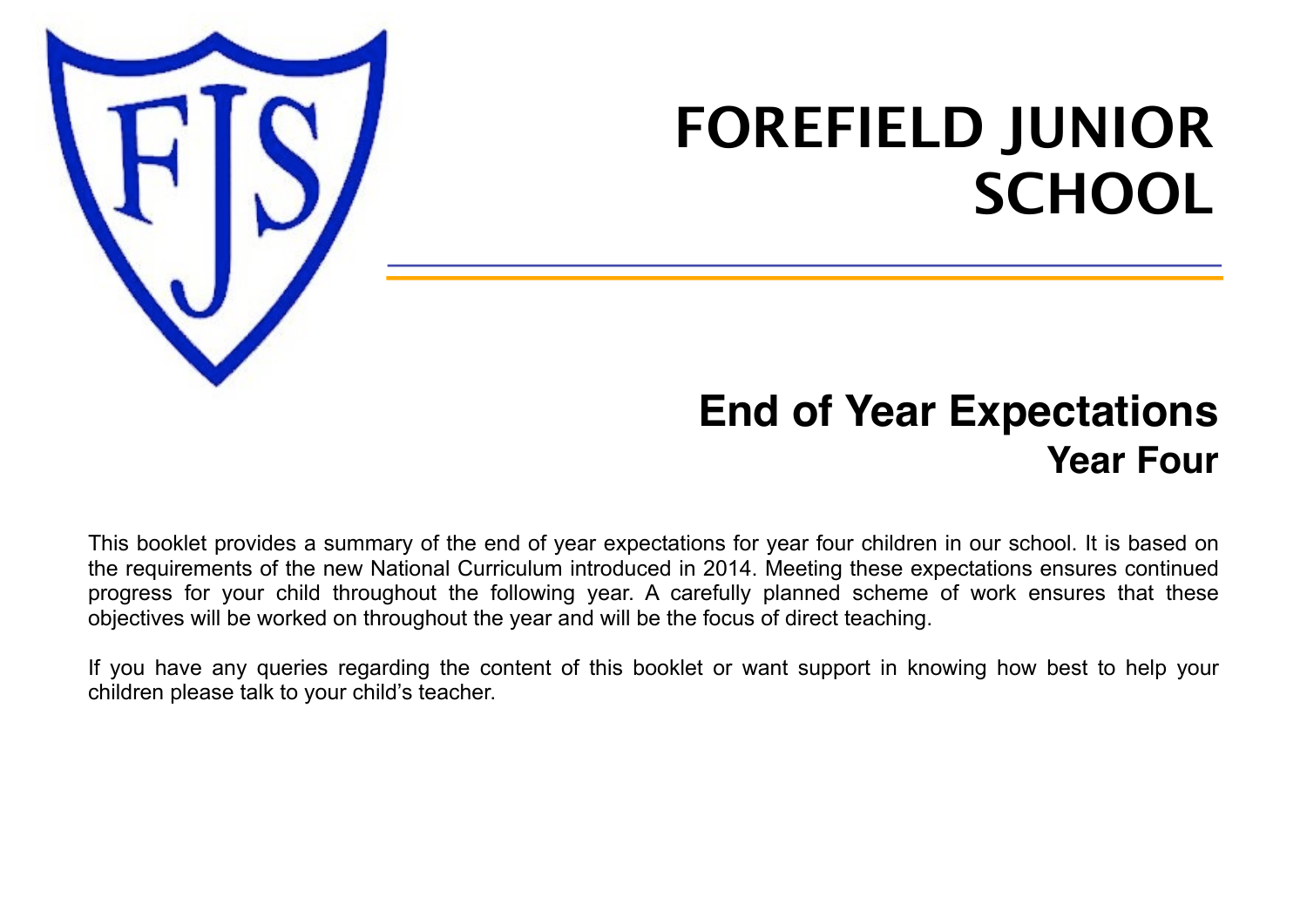# FOREFIELD JUNIOR SCHOOL

## End of Year Expectations

### Year Four

This booklet provides a summary of the end of year expectations for year four children in our school. It is based on the requirements of the new National Curriculum introduced in 2014. Meeting these expectations ensures continued progress for your child throughout the following year. A carefully planned scheme of work ensures that these objectives will be worked on throughout the year and will be the focus of direct teaching.

If you have any queries regarding the content of this booklet or want support in knowing how best to help your children please talk to your child's teacher.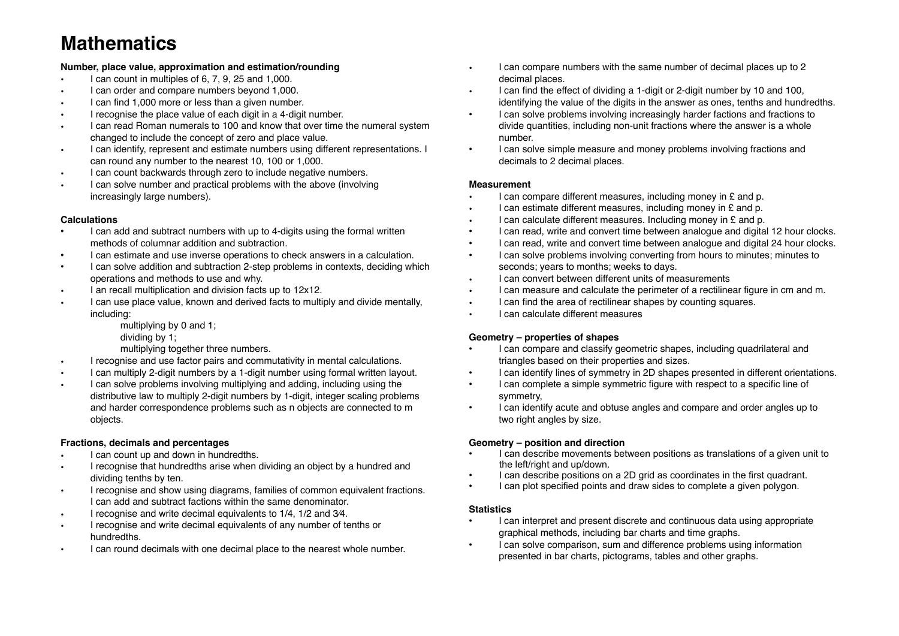# Mathematics

**Number, place value, approximation and estimation/rounding**

- I can count in multiples of 6, 7, 9, 25 and 1,000.
- I can order and compare numbers beyond 1,000.
- I can find 1,000 more or less than a given number.
- I recognise the place value of each digit in a 4-digit number.
- I can read Roman numerals to 100 and know that over time the numeral system changed to include the concept of zero and place value.
- I can identify, represent and estimate numbers using different representations. I can round any number to the nearest 10, 100 or 1,000.
- I can count backwards through zero to include negative numbers.
- I can solve number and practical problems with the above (involving increasingly large numbers).

**Calculations**

- I can add and subtract numbers with up to 4-digits using the formal written methods of columnar addition and subtraction.
- I can estimate and use inverse operations to check answers in a calculation.
- I can solve addition and subtraction 2-step problems in contexts, deciding which operations and methods to use and why.
- I an recall multiplication and division facts up to 12x12.
- I can use place value, known and derived facts to multiply and divide mentally, including:
  - multiplying by 0 and 1;
  - dividing by 1;
  - multiplying together three numbers.
- I recognise and use factor pairs and commutativity in mental calculations.
- I can multiply 2-digit numbers by a 1-digit number using formal written layout.
- I can solve problems involving multiplying and adding, including using the distributive law to multiply 2-digit numbers by 1-digit, integer scaling problems and harder correspondence problems such as n objects are connected to m objects.

**Fractions, decimals and percentages**

- I can count up and down in hundredths.
- I recognise that hundredths arise when dividing an object by a hundred and dividing tenths by ten.
- I recognise and show using diagrams, families of common equivalent fractions. I can add and subtract factions within the same denominator.
- I recognise and write decimal equivalents to 1/4, 1/2 and 3⁄4.
- I recognise and write decimal equivalents of any number of tenths or hundredths.
- I can round decimals with one decimal place to the nearest whole number.
- I can compare numbers with the same number of decimal places up to 2 decimal places.
- I can find the effect of dividing a 1-digit or 2-digit number by 10 and 100, identifying the value of the digits in the answer as ones, tenths and hundredths.
- I can solve problems involving increasingly harder factions and fractions to divide quantities, including non-unit fractions where the answer is a whole number.
- I can solve simple measure and money problems involving fractions and decimals to 2 decimal places.

**Measurement**

- I can compare different measures, including money in £ and p.
- I can estimate different measures, including money in £ and p.
- I can calculate different measures. Including money in £ and p.
- I can read, write and convert time between analogue and digital 12 hour clocks.
- I can read, write and convert time between analogue and digital 24 hour clocks.
- I can solve problems involving converting from hours to minutes; minutes to seconds; years to months; weeks to days.
- I can convert between different units of measurements
- I can measure and calculate the perimeter of a rectilinear figure in cm and m.
- I can find the area of rectilinear shapes by counting squares.
- I can calculate different measures

**Geometry – properties of shapes**

- I can compare and classify geometric shapes, including quadrilateral and triangles based on their properties and sizes.
- I can identify lines of symmetry in 2D shapes presented in different orientations.
- I can complete a simple symmetric figure with respect to a specific line of symmetry,
- I can identify acute and obtuse angles and compare and order angles up to two right angles by size.

**Geometry – position and direction**

- I can describe movements between positions as translations of a given unit to the left/right and up/down.
- I can describe positions on a 2D grid as coordinates in the first quadrant.
- I can plot specified points and draw sides to complete a given polygon.

**Statistics**

- I can interpret and present discrete and continuous data using appropriate graphical methods, including bar charts and time graphs.
- I can solve comparison, sum and difference problems using information presented in bar charts, pictograms, tables and other graphs.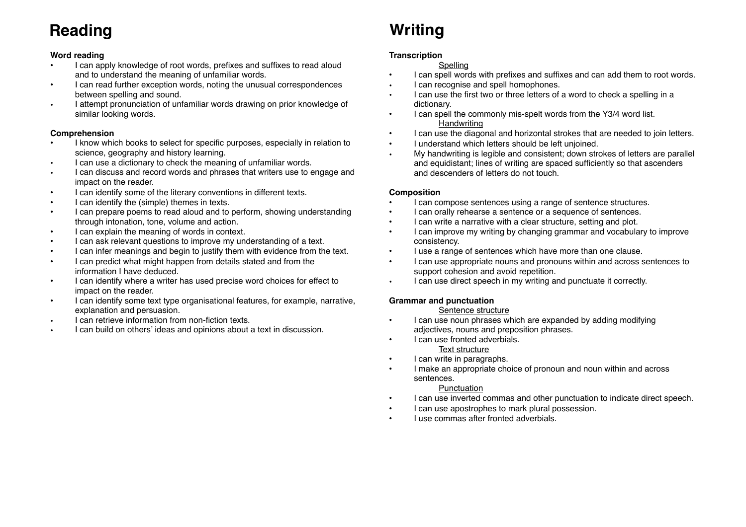# Reading

**Word reading**

- I can apply knowledge of root words, prefixes and suffixes to read aloud and to understand the meaning of unfamiliar words.
- I can read further exception words, noting the unusual correspondences between spelling and sound.
- I attempt pronunciation of unfamiliar words drawing on prior knowledge of similar looking words.

**Comprehension**

- I know which books to select for specific purposes, especially in relation to science, geography and history learning.
- I can use a dictionary to check the meaning of unfamiliar words.
- I can discuss and record words and phrases that writers use to engage and impact on the reader.
- I can identify some of the literary conventions in different texts.
- I can identify the (simple) themes in texts.
- I can prepare poems to read aloud and to perform, showing understanding through intonation, tone, volume and action.
- I can explain the meaning of words in context.
- I can ask relevant questions to improve my understanding of a text.
- I can infer meanings and begin to justify them with evidence from the text.
- I can predict what might happen from details stated and from the information I have deduced.
- I can identify where a writer has used precise word choices for effect to impact on the reader.
- I can identify some text type organisational features, for example, narrative, explanation and persuasion.
- I can retrieve information from non-fiction texts.
- I can build on others' ideas and opinions about a text in discussion.

# Writing

**Transcription**

Spelling

- I can spell words with prefixes and suffixes and can add them to root words.
- I can recognise and spell homophones.
- I can use the first two or three letters of a word to check a spelling in a dictionary.
- I can spell the commonly mis-spelt words from the Y3/4 word list.

Handwriting

- I can use the diagonal and horizontal strokes that are needed to join letters.
- I understand which letters should be left unjoined.
- My handwriting is legible and consistent; down strokes of letters are parallel and equidistant; lines of writing are spaced sufficiently so that ascenders and descenders of letters do not touch.

**Composition**

- I can compose sentences using a range of sentence structures.
- I can orally rehearse a sentence or a sequence of sentences.
- I can write a narrative with a clear structure, setting and plot.
- I can improve my writing by changing grammar and vocabulary to improve consistency.
- I use a range of sentences which have more than one clause.
- I can use appropriate nouns and pronouns within and across sentences to support cohesion and avoid repetition.
- I can use direct speech in my writing and punctuate it correctly.

**Grammar and punctuation**

Sentence structure

- I can use noun phrases which are expanded by adding modifying adjectives, nouns and preposition phrases.
- I can use fronted adverbials.

Text structure

- I can write in paragraphs.
- I make an appropriate choice of pronoun and noun within and across sentences.

Punctuation

- I can use inverted commas and other punctuation to indicate direct speech.
- I can use apostrophes to mark plural possession.
- I use commas after fronted adverbials.